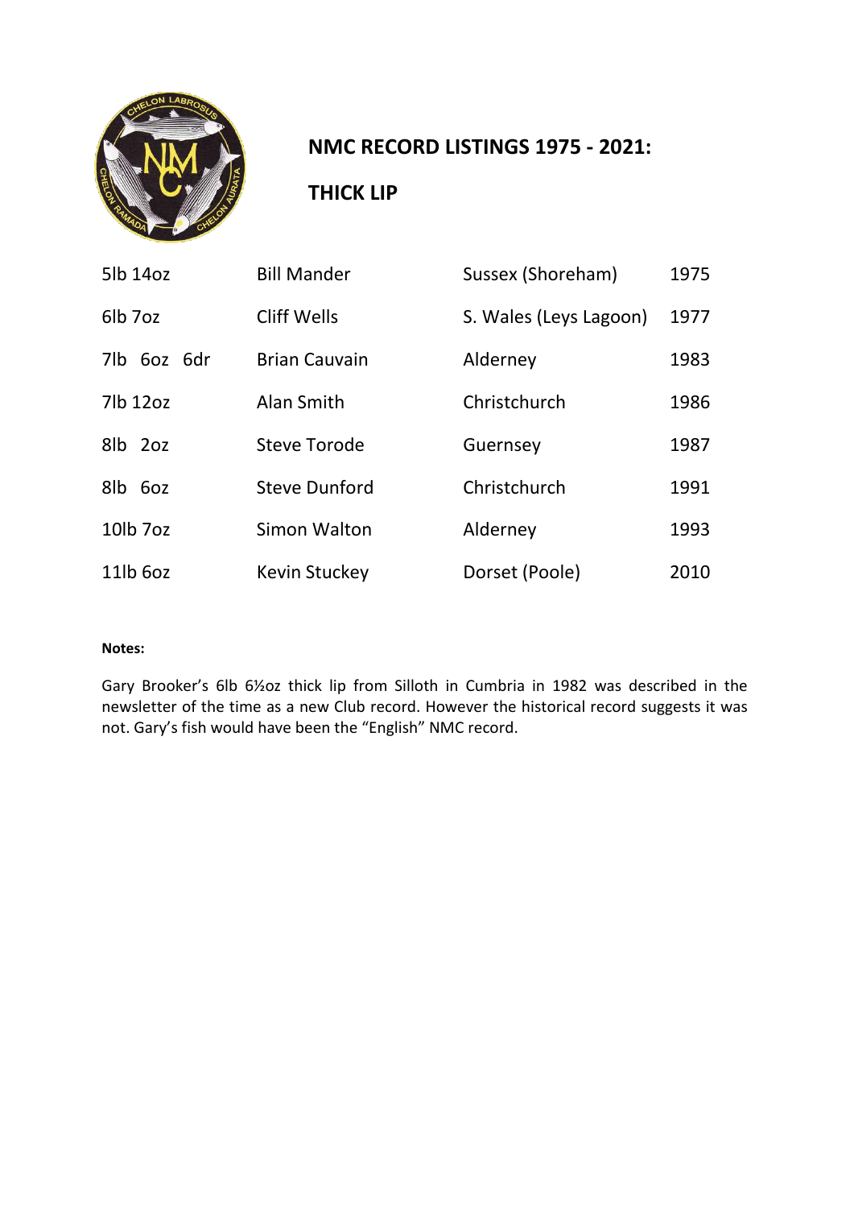# NMC RECORD LISTINGS 1975 - 2021:

## THICK LIP

| | | | |
|---|---|---|---|
| 5lb 14oz | Bill Mander | Sussex (Shoreham) | 1975 |
| 6lb 7oz | Cliff Wells | S. Wales (Leys Lagoon) | 1977 |
| 7lb 6oz 6dr | Brian Cauvain | Alderney | 1983 |
| 7lb 12oz | Alan Smith | Christchurch | 1986 |
| 8lb 2oz | Steve Torode | Guernsey | 1987 |
| 8lb 6oz | Steve Dunford | Christchurch | 1991 |
| 10lb 7oz | Simon Walton | Alderney | 1993 |
| 11lb 6oz | Kevin Stuckey | Dorset (Poole) | 2010 |

**Notes:**

Gary Brooker's 6lb 6½oz thick lip from Silloth in Cumbria in 1982 was described in the newsletter of the time as a new Club record. However the historical record suggests it was not. Gary's fish would have been the "English" NMC record.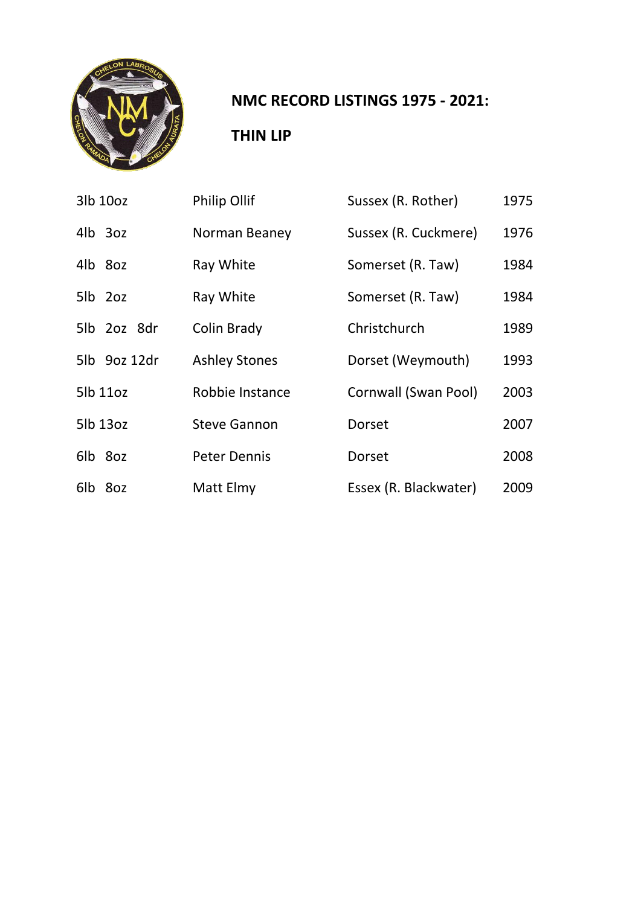## NMC RECORD LISTINGS 1975 - 2021:

## THIN LIP

| | | | |
|---|---|---|---|
| 3lb 10oz | Philip Ollif | Sussex (R. Rother) | 1975 |
| 4lb 3oz | Norman Beaney | Sussex (R. Cuckmere) | 1976 |
| 4lb 8oz | Ray White | Somerset (R. Taw) | 1984 |
| 5lb 2oz | Ray White | Somerset (R. Taw) | 1984 |
| 5lb 2oz 8dr | Colin Brady | Christchurch | 1989 |
| 5lb 9oz 12dr | Ashley Stones | Dorset (Weymouth) | 1993 |
| 5lb 11oz | Robbie Instance | Cornwall (Swan Pool) | 2003 |
| 5lb 13oz | Steve Gannon | Dorset | 2007 |
| 6lb 8oz | Peter Dennis | Dorset | 2008 |
| 6lb 8oz | Matt Elmy | Essex (R. Blackwater) | 2009 |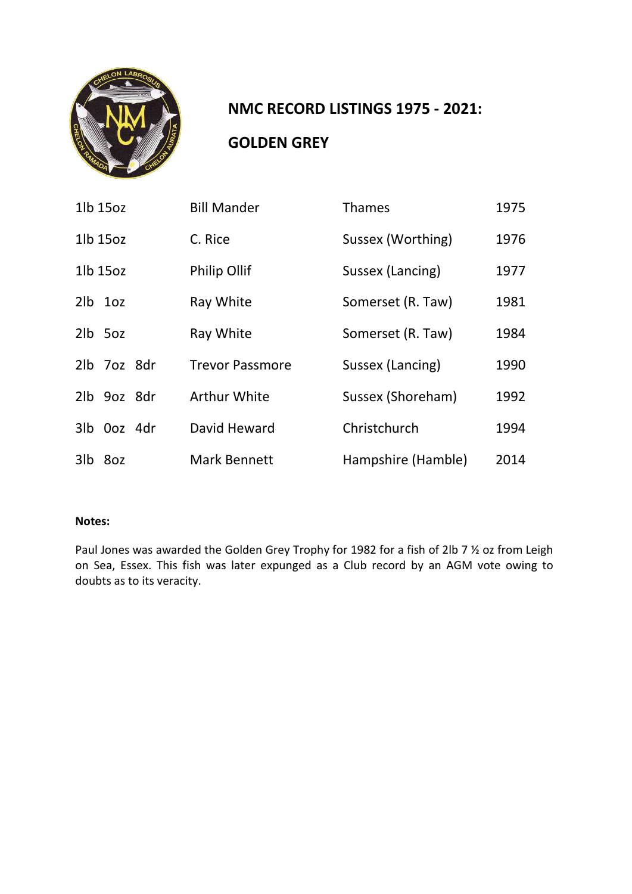# NMC RECORD LISTINGS 1975 - 2021:

## GOLDEN GREY

| | | | |
|---|---|---|---|
| 1lb 15oz | Bill Mander | Thames | 1975 |
| 1lb 15oz | C. Rice | Sussex (Worthing) | 1976 |
| 1lb 15oz | Philip Ollif | Sussex (Lancing) | 1977 |
| 2lb 1oz | Ray White | Somerset (R. Taw) | 1981 |
| 2lb 5oz | Ray White | Somerset (R. Taw) | 1984 |
| 2lb 7oz 8dr | Trevor Passmore | Sussex (Lancing) | 1990 |
| 2lb 9oz 8dr | Arthur White | Sussex (Shoreham) | 1992 |
| 3lb 0oz 4dr | David Heward | Christchurch | 1994 |
| 3lb 8oz | Mark Bennett | Hampshire (Hamble) | 2014 |

**Notes:**

Paul Jones was awarded the Golden Grey Trophy for 1982 for a fish of 2lb 7 ½ oz from Leigh on Sea, Essex. This fish was later expunged as a Club record by an AGM vote owing to doubts as to its veracity.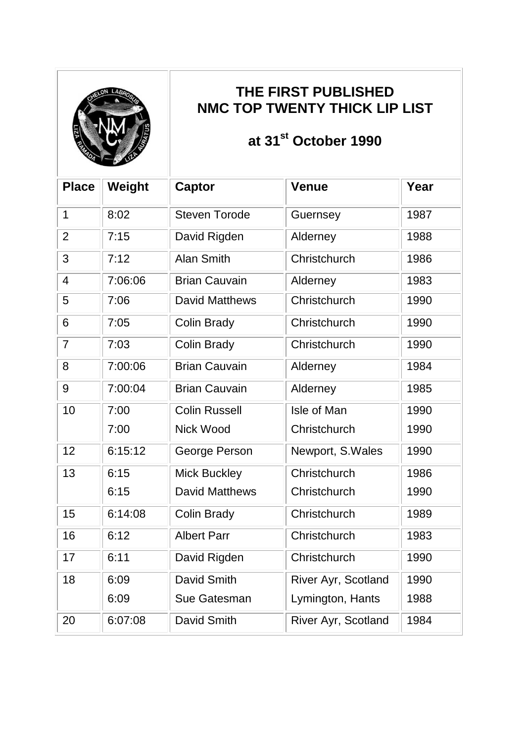# THE FIRST PUBLISHED NMC TOP TWENTY THICK LIP LIST

## at 31st October 1990

| Place | Weight | Captor | Venue | Year |
| --- | --- | --- | --- | --- |
| 1 | 8:02 | Steven Torode | Guernsey | 1987 |
| 2 | 7:15 | David Rigden | Alderney | 1988 |
| 3 | 7:12 | Alan Smith | Christchurch | 1986 |
| 4 | 7:06:06 | Brian Cauvain | Alderney | 1983 |
| 5 | 7:06 | David Matthews | Christchurch | 1990 |
| 6 | 7:05 | Colin Brady | Christchurch | 1990 |
| 7 | 7:03 | Colin Brady | Christchurch | 1990 |
| 8 | 7:00:06 | Brian Cauvain | Alderney | 1984 |
| 9 | 7:00:04 | Brian Cauvain | Alderney | 1985 |
| 10 | 7:00 | Colin Russell | Isle of Man | 1990 |
| | 7:00 | Nick Wood | Christchurch | 1990 |
| 12 | 6:15:12 | George Person | Newport, S.Wales | 1990 |
| 13 | 6:15 | Mick Buckley | Christchurch | 1986 |
| | 6:15 | David Matthews | Christchurch | 1990 |
| 15 | 6:14:08 | Colin Brady | Christchurch | 1989 |
| 16 | 6:12 | Albert Parr | Christchurch | 1983 |
| 17 | 6:11 | David Rigden | Christchurch | 1990 |
| 18 | 6:09 | David Smith | River Ayr, Scotland | 1990 |
| | 6:09 | Sue Gatesman | Lymington, Hants | 1988 |
| 20 | 6:07:08 | David Smith | River Ayr, Scotland | 1984 |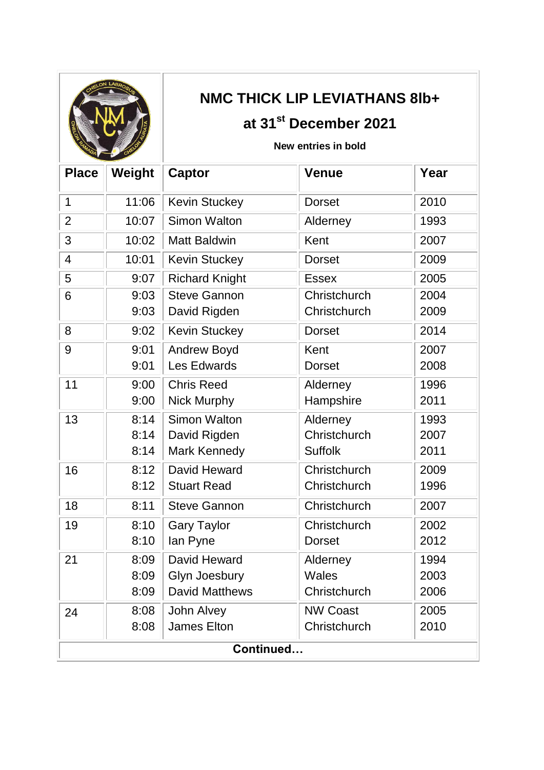## NMC THICK LIP LEVIATHANS 8lb+

### at 31st December 2021

**New entries in bold**

| Place | Weight | Captor | Venue | Year |
|---|---|---|---|---|
| 1 | 11:06 | Kevin Stuckey | Dorset | 2010 |
| 2 | 10:07 | Simon Walton | Alderney | 1993 |
| 3 | 10:02 | Matt Baldwin | Kent | 2007 |
| 4 | 10:01 | Kevin Stuckey | Dorset | 2009 |
| 5 | 9:07 | Richard Knight | Essex | 2005 |
| 6 | 9:03 | Steve Gannon | Christchurch | 2004 |
| | 9:03 | David Rigden | Christchurch | 2009 |
| 8 | 9:02 | Kevin Stuckey | Dorset | 2014 |
| 9 | 9:01 | Andrew Boyd | Kent | 2007 |
| | 9:01 | Les Edwards | Dorset | 2008 |
| 11 | 9:00 | Chris Reed | Alderney | 1996 |
| | 9:00 | Nick Murphy | Hampshire | 2011 |
| 13 | 8:14 | Simon Walton | Alderney | 1993 |
| | 8:14 | David Rigden | Christchurch | 2007 |
| | 8:14 | Mark Kennedy | Suffolk | 2011 |
| 16 | 8:12 | David Heward | Christchurch | 2009 |
| | 8:12 | Stuart Read | Christchurch | 1996 |
| 18 | 8:11 | Steve Gannon | Christchurch | 2007 |
| 19 | 8:10 | Gary Taylor | Christchurch | 2002 |
| | 8:10 | Ian Pyne | Dorset | 2012 |
| 21 | 8:09 | David Heward | Alderney | 1994 |
| | 8:09 | Glyn Joesbury | Wales | 2003 |
| | 8:09 | David Matthews | Christchurch | 2006 |
| 24 | 8:08 | John Alvey | NW Coast | 2005 |
| | 8:08 | James Elton | Christchurch | 2010 |

**Continued…**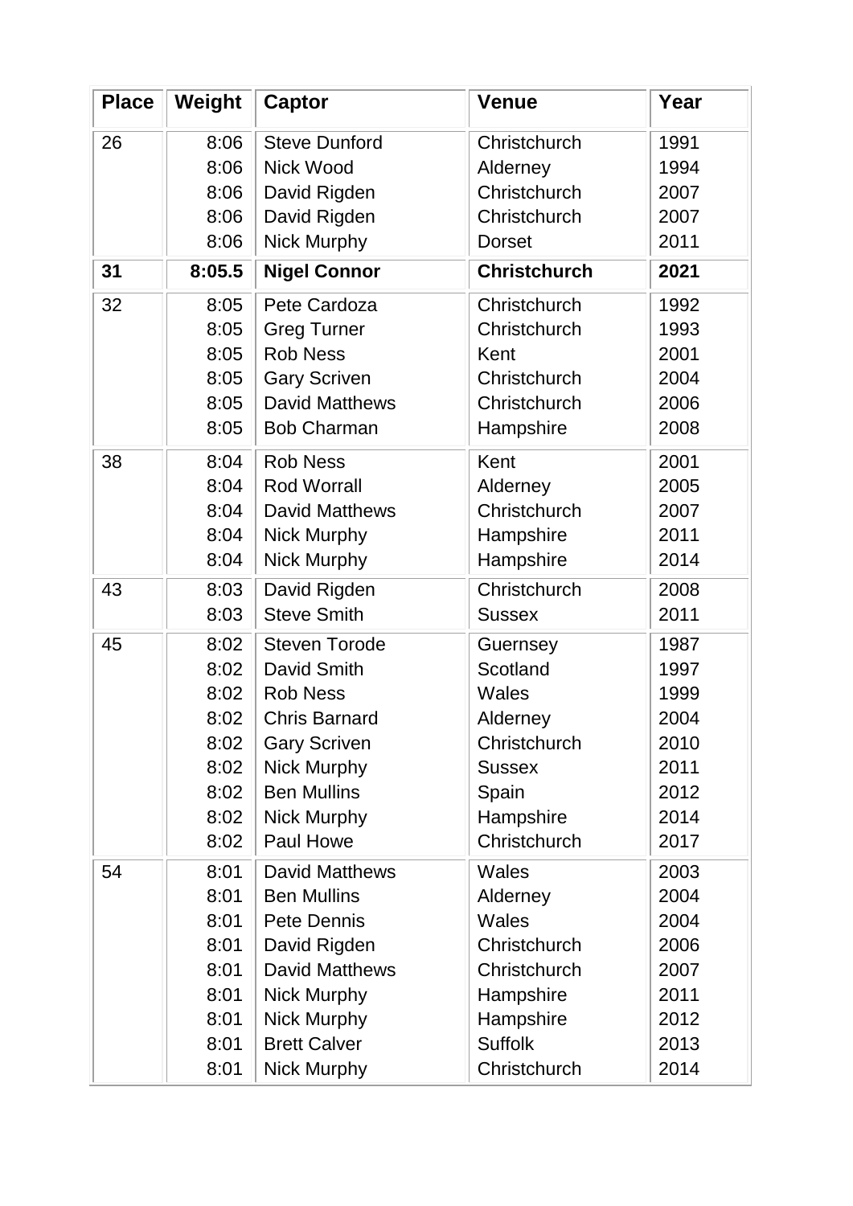| Place | Weight | Captor | Venue | Year |
|---|---|---|---|---|
| 26 | 8:06 | Steve Dunford | Christchurch | 1991 |
| | 8:06 | Nick Wood | Alderney | 1994 |
| | 8:06 | David Rigden | Christchurch | 2007 |
| | 8:06 | David Rigden | Christchurch | 2007 |
| | 8:06 | Nick Murphy | Dorset | 2011 |
| **31** | **8:05.5** | **Nigel Connor** | **Christchurch** | **2021** |
| 32 | 8:05 | Pete Cardoza | Christchurch | 1992 |
| | 8:05 | Greg Turner | Christchurch | 1993 |
| | 8:05 | Rob Ness | Kent | 2001 |
| | 8:05 | Gary Scriven | Christchurch | 2004 |
| | 8:05 | David Matthews | Christchurch | 2006 |
| | 8:05 | Bob Charman | Hampshire | 2008 |
| 38 | 8:04 | Rob Ness | Kent | 2001 |
| | 8:04 | Rod Worrall | Alderney | 2005 |
| | 8:04 | David Matthews | Christchurch | 2007 |
| | 8:04 | Nick Murphy | Hampshire | 2011 |
| | 8:04 | Nick Murphy | Hampshire | 2014 |
| 43 | 8:03 | David Rigden | Christchurch | 2008 |
| | 8:03 | Steve Smith | Sussex | 2011 |
| 45 | 8:02 | Steven Torode | Guernsey | 1987 |
| | 8:02 | David Smith | Scotland | 1997 |
| | 8:02 | Rob Ness | Wales | 1999 |
| | 8:02 | Chris Barnard | Alderney | 2004 |
| | 8:02 | Gary Scriven | Christchurch | 2010 |
| | 8:02 | Nick Murphy | Sussex | 2011 |
| | 8:02 | Ben Mullins | Spain | 2012 |
| | 8:02 | Nick Murphy | Hampshire | 2014 |
| | 8:02 | Paul Howe | Christchurch | 2017 |
| 54 | 8:01 | David Matthews | Wales | 2003 |
| | 8:01 | Ben Mullins | Alderney | 2004 |
| | 8:01 | Pete Dennis | Wales | 2004 |
| | 8:01 | David Rigden | Christchurch | 2006 |
| | 8:01 | David Matthews | Christchurch | 2007 |
| | 8:01 | Nick Murphy | Hampshire | 2011 |
| | 8:01 | Nick Murphy | Hampshire | 2012 |
| | 8:01 | Brett Calver | Suffolk | 2013 |
| | 8:01 | Nick Murphy | Christchurch | 2014 |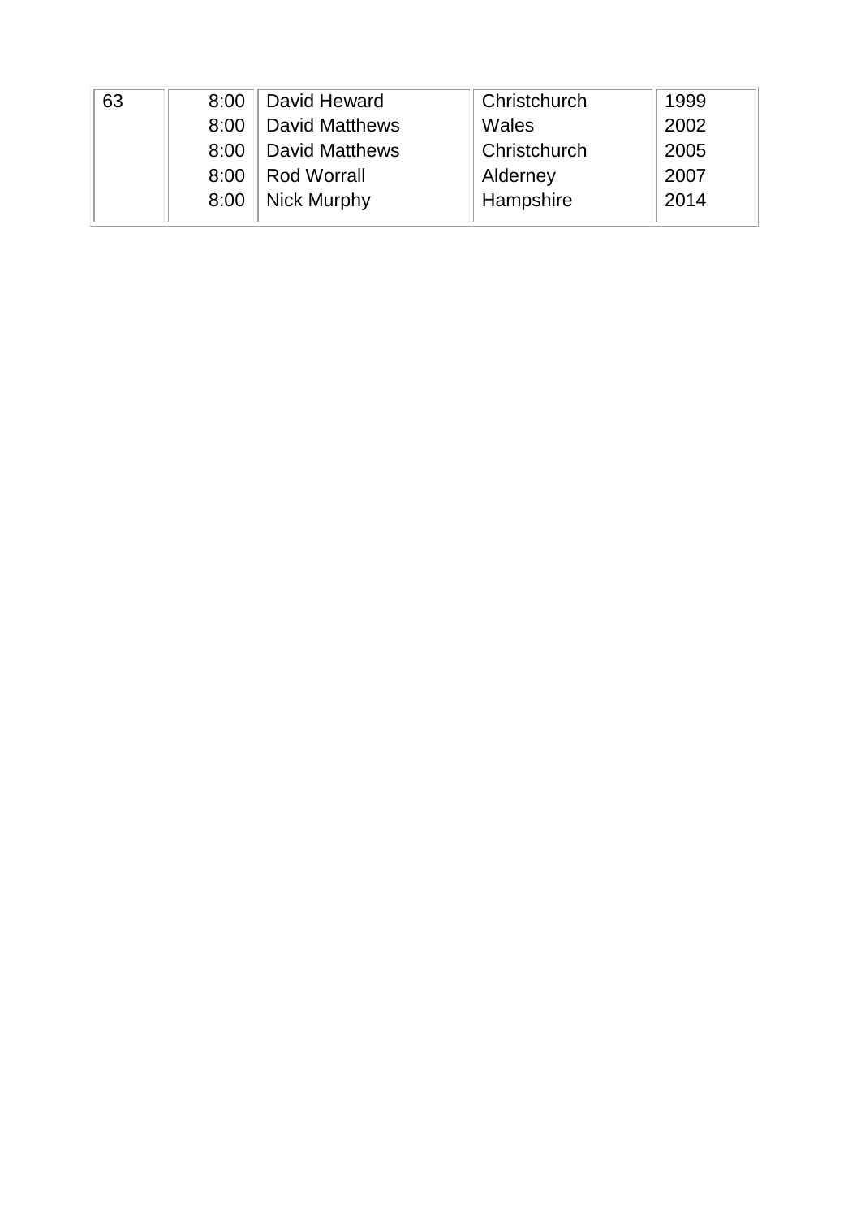| | | | | |
|---|---|---|---|---|
| 63 | 8:00 | David Heward | Christchurch | 1999 |
| | 8:00 | David Matthews | Wales | 2002 |
| | 8:00 | David Matthews | Christchurch | 2005 |
| | 8:00 | Rod Worrall | Alderney | 2007 |
| | 8:00 | Nick Murphy | Hampshire | 2014 |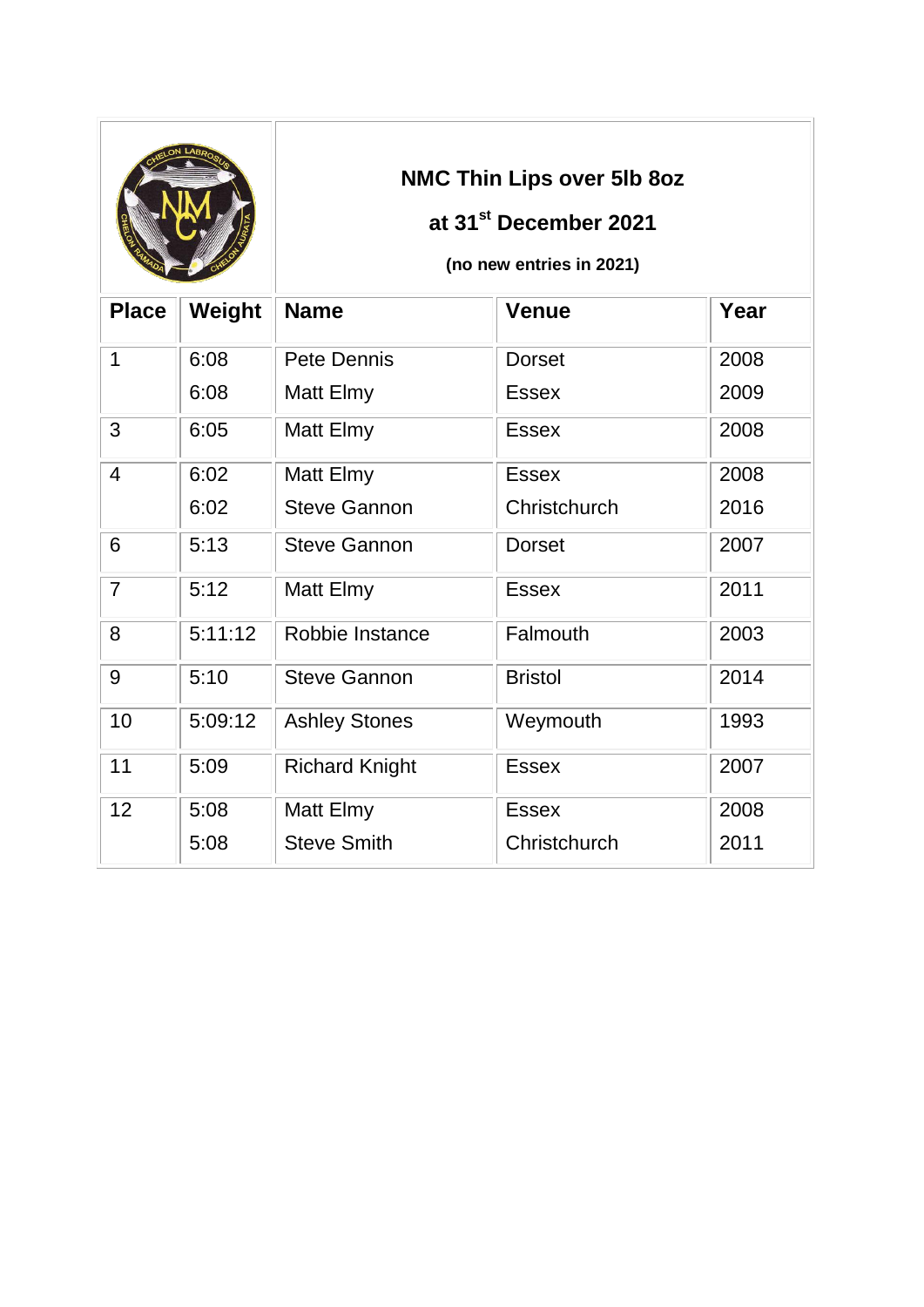## NMC Thin Lips over 5lb 8oz

### at 31st December 2021

**(no new entries in 2021)**

| Place | Weight | Name | Venue | Year |
|---|---|---|---|---|
| 1 | 6:08 | Pete Dennis | Dorset | 2008 |
| | 6:08 | Matt Elmy | Essex | 2009 |
| 3 | 6:05 | Matt Elmy | Essex | 2008 |
| 4 | 6:02 | Matt Elmy | Essex | 2008 |
| | 6:02 | Steve Gannon | Christchurch | 2016 |
| 6 | 5:13 | Steve Gannon | Dorset | 2007 |
| 7 | 5:12 | Matt Elmy | Essex | 2011 |
| 8 | 5:11:12 | Robbie Instance | Falmouth | 2003 |
| 9 | 5:10 | Steve Gannon | Bristol | 2014 |
| 10 | 5:09:12 | Ashley Stones | Weymouth | 1993 |
| 11 | 5:09 | Richard Knight | Essex | 2007 |
| 12 | 5:08 | Matt Elmy | Essex | 2008 |
| | 5:08 | Steve Smith | Christchurch | 2011 |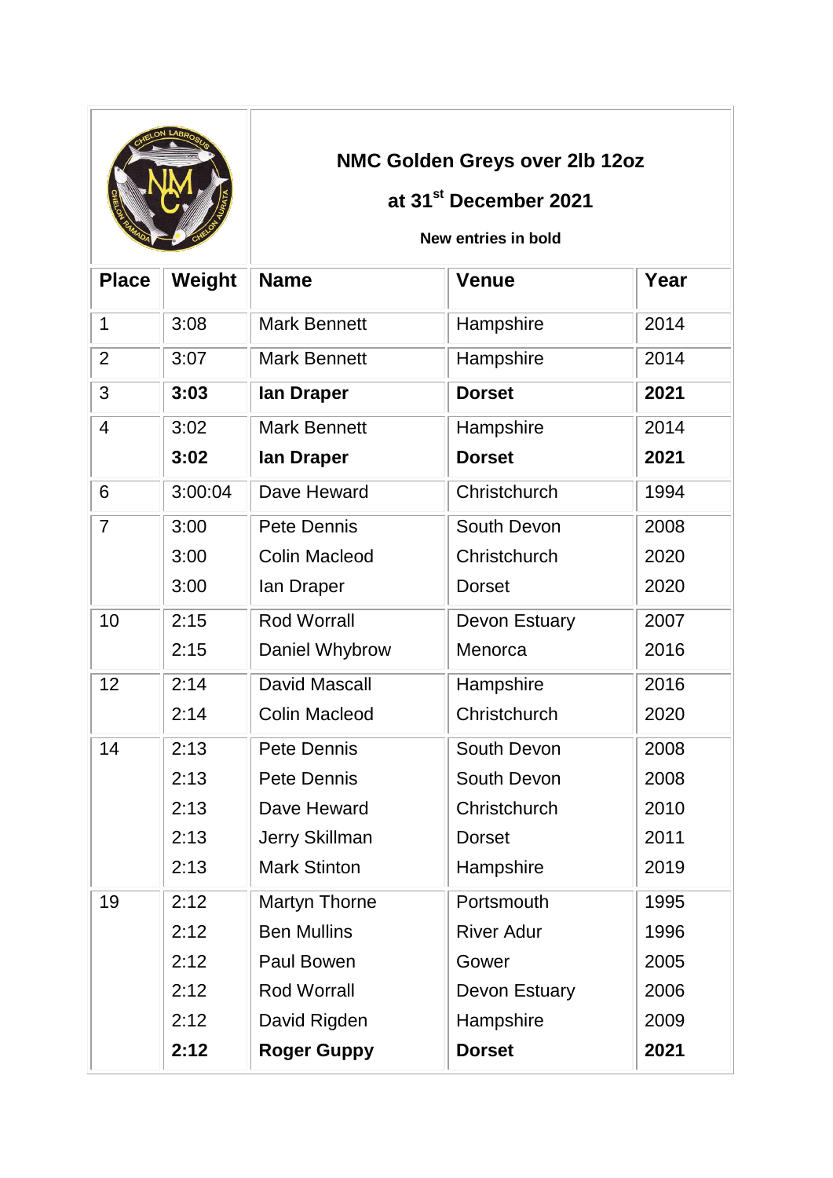## NMC Golden Greys over 2lb 12oz

## at 31st December 2021

**New entries in bold**

| Place | Weight | Name | Venue | Year |
|---|---|---|---|---|
| 1 | 3:08 | Mark Bennett | Hampshire | 2014 |
| 2 | 3:07 | Mark Bennett | Hampshire | 2014 |
| 3 | **3:03** | **Ian Draper** | **Dorset** | **2021** |
| 4 | 3:02 | Mark Bennett | Hampshire | 2014 |
| | **3:02** | **Ian Draper** | **Dorset** | **2021** |
| 6 | 3:00:04 | Dave Heward | Christchurch | 1994 |
| 7 | 3:00 | Pete Dennis | South Devon | 2008 |
| | 3:00 | Colin Macleod | Christchurch | 2020 |
| | 3:00 | Ian Draper | Dorset | 2020 |
| 10 | 2:15 | Rod Worrall | Devon Estuary | 2007 |
| | 2:15 | Daniel Whybrow | Menorca | 2016 |
| 12 | 2:14 | David Mascall | Hampshire | 2016 |
| | 2:14 | Colin Macleod | Christchurch | 2020 |
| 14 | 2:13 | Pete Dennis | South Devon | 2008 |
| | 2:13 | Pete Dennis | South Devon | 2008 |
| | 2:13 | Dave Heward | Christchurch | 2010 |
| | 2:13 | Jerry Skillman | Dorset | 2011 |
| | 2:13 | Mark Stinton | Hampshire | 2019 |
| 19 | 2:12 | Martyn Thorne | Portsmouth | 1995 |
| | 2:12 | Ben Mullins | River Adur | 1996 |
| | 2:12 | Paul Bowen | Gower | 2005 |
| | 2:12 | Rod Worrall | Devon Estuary | 2006 |
| | 2:12 | David Rigden | Hampshire | 2009 |
| | **2:12** | **Roger Guppy** | **Dorset** | **2021** |